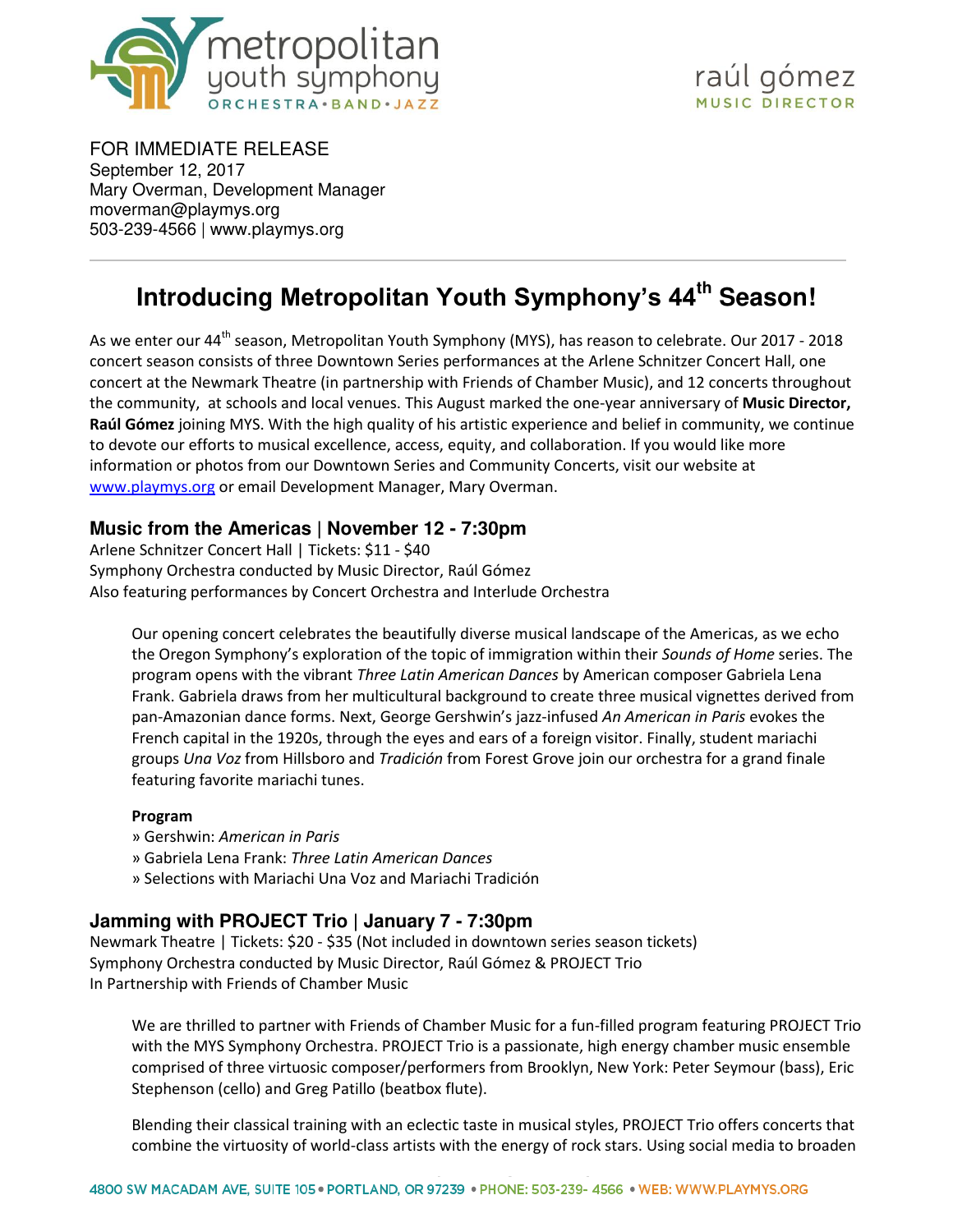metropolitan youth symphony
ORCHESTRA • BAND • JAZZ

raúl gómez
MUSIC DIRECTOR

FOR IMMEDIATE RELEASE
September 12, 2017
Mary Overman, Development Manager
moverman@playmys.org
503-239-4566 | www.playmys.org

---

# Introducing Metropolitan Youth Symphony's 44th Season!

As we enter our 44th season, Metropolitan Youth Symphony (MYS), has reason to celebrate. Our 2017 - 2018 concert season consists of three Downtown Series performances at the Arlene Schnitzer Concert Hall, one concert at the Newmark Theatre (in partnership with Friends of Chamber Music), and 12 concerts throughout the community, at schools and local venues. This August marked the one-year anniversary of **Music Director, Raúl Gómez** joining MYS. With the high quality of his artistic experience and belief in community, we continue to devote our efforts to musical excellence, access, equity, and collaboration. If you would like more information or photos from our Downtown Series and Community Concerts, visit our website at www.playmys.org or email Development Manager, Mary Overman.

## Music from the Americas | November 12 - 7:30pm

Arlene Schnitzer Concert Hall | Tickets: $11 - $40
Symphony Orchestra conducted by Music Director, Raúl Gómez
Also featuring performances by Concert Orchestra and Interlude Orchestra

Our opening concert celebrates the beautifully diverse musical landscape of the Americas, as we echo the Oregon Symphony's exploration of the topic of immigration within their *Sounds of Home* series. The program opens with the vibrant *Three Latin American Dances* by American composer Gabriela Lena Frank. Gabriela draws from her multicultural background to create three musical vignettes derived from pan-Amazonian dance forms. Next, George Gershwin's jazz-infused *An American in Paris* evokes the French capital in the 1920s, through the eyes and ears of a foreign visitor. Finally, student mariachi groups *Una Voz* from Hillsboro and *Tradición* from Forest Grove join our orchestra for a grand finale featuring favorite mariachi tunes.

**Program**

» Gershwin: *American in Paris*
» Gabriela Lena Frank: *Three Latin American Dances*
» Selections with Mariachi Una Voz and Mariachi Tradición

## Jamming with PROJECT Trio | January 7 - 7:30pm

Newmark Theatre | Tickets: $20 - $35 (Not included in downtown series season tickets)
Symphony Orchestra conducted by Music Director, Raúl Gómez & PROJECT Trio
In Partnership with Friends of Chamber Music

We are thrilled to partner with Friends of Chamber Music for a fun-filled program featuring PROJECT Trio with the MYS Symphony Orchestra. PROJECT Trio is a passionate, high energy chamber music ensemble comprised of three virtuosic composer/performers from Brooklyn, New York: Peter Seymour (bass), Eric Stephenson (cello) and Greg Patillo (beatbox flute).

Blending their classical training with an eclectic taste in musical styles, PROJECT Trio offers concerts that combine the virtuosity of world-class artists with the energy of rock stars. Using social media to broaden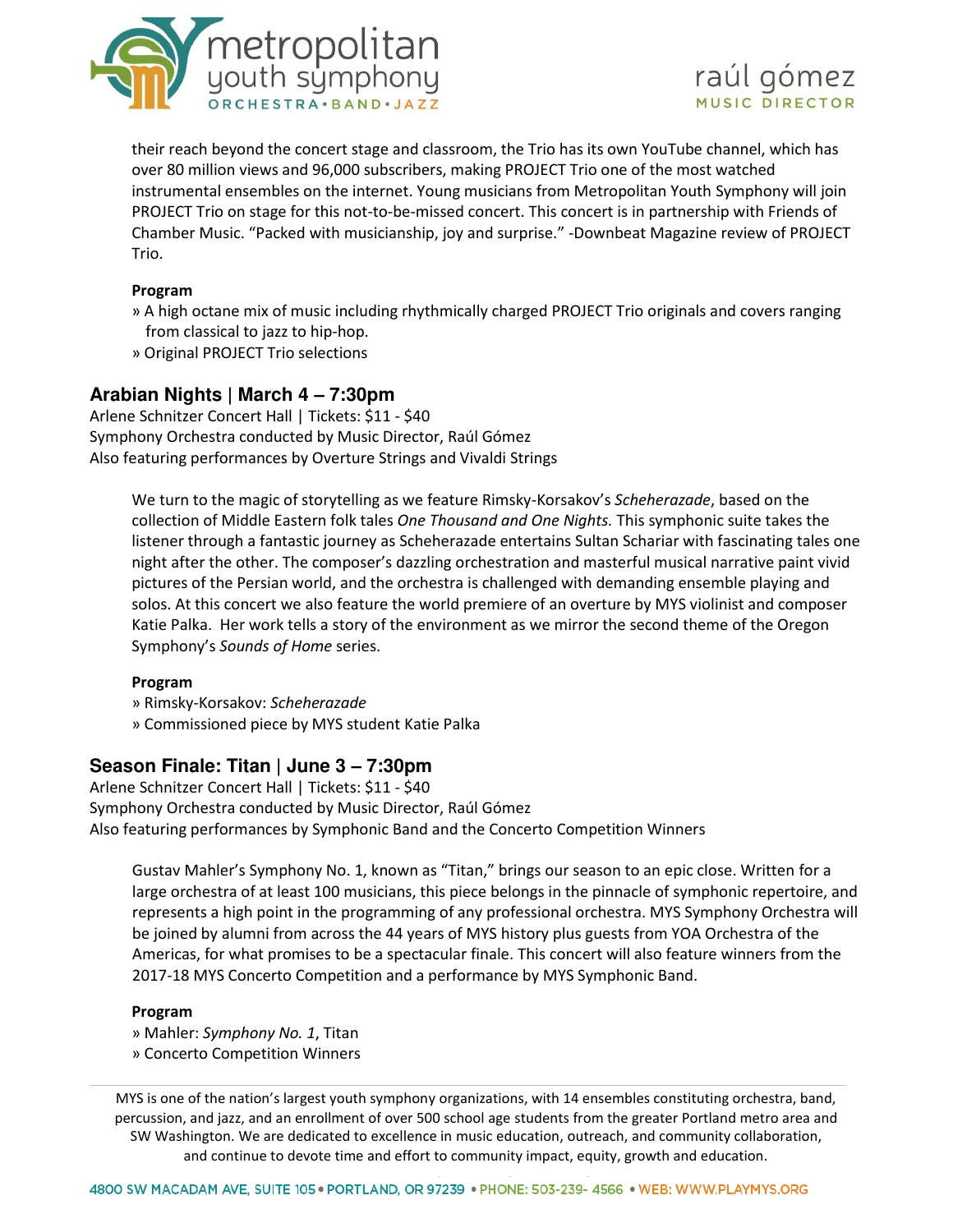their reach beyond the concert stage and classroom, the Trio has its own YouTube channel, which has over 80 million views and 96,000 subscribers, making PROJECT Trio one of the most watched instrumental ensembles on the internet. Young musicians from Metropolitan Youth Symphony will join PROJECT Trio on stage for this not-to-be-missed concert. This concert is in partnership with Friends of Chamber Music. "Packed with musicianship, joy and surprise." -Downbeat Magazine review of PROJECT Trio.

**Program**

» A high octane mix of music including rhythmically charged PROJECT Trio originals and covers ranging from classical to jazz to hip-hop.
» Original PROJECT Trio selections

## Arabian Nights | March 4 – 7:30pm

Arlene Schnitzer Concert Hall | Tickets: $11 - $40
Symphony Orchestra conducted by Music Director, Raúl Gómez
Also featuring performances by Overture Strings and Vivaldi Strings

We turn to the magic of storytelling as we feature Rimsky-Korsakov's *Scheherazade*, based on the collection of Middle Eastern folk tales *One Thousand and One Nights.* This symphonic suite takes the listener through a fantastic journey as Scheherazade entertains Sultan Schariar with fascinating tales one night after the other. The composer's dazzling orchestration and masterful musical narrative paint vivid pictures of the Persian world, and the orchestra is challenged with demanding ensemble playing and solos. At this concert we also feature the world premiere of an overture by MYS violinist and composer Katie Palka. Her work tells a story of the environment as we mirror the second theme of the Oregon Symphony's *Sounds of Home* series.

**Program**

» Rimsky-Korsakov: *Scheherazade*
» Commissioned piece by MYS student Katie Palka

## Season Finale: Titan | June 3 – 7:30pm

Arlene Schnitzer Concert Hall | Tickets: $11 - $40
Symphony Orchestra conducted by Music Director, Raúl Gómez
Also featuring performances by Symphonic Band and the Concerto Competition Winners

Gustav Mahler's Symphony No. 1, known as "Titan," brings our season to an epic close. Written for a large orchestra of at least 100 musicians, this piece belongs in the pinnacle of symphonic repertoire, and represents a high point in the programming of any professional orchestra. MYS Symphony Orchestra will be joined by alumni from across the 44 years of MYS history plus guests from YOA Orchestra of the Americas, for what promises to be a spectacular finale. This concert will also feature winners from the 2017-18 MYS Concerto Competition and a performance by MYS Symphonic Band.

**Program**

» Mahler: *Symphony No. 1*, Titan
» Concerto Competition Winners

MYS is one of the nation's largest youth symphony organizations, with 14 ensembles constituting orchestra, band, percussion, and jazz, and an enrollment of over 500 school age students from the greater Portland metro area and SW Washington. We are dedicated to excellence in music education, outreach, and community collaboration, and continue to devote time and effort to community impact, equity, growth and education.